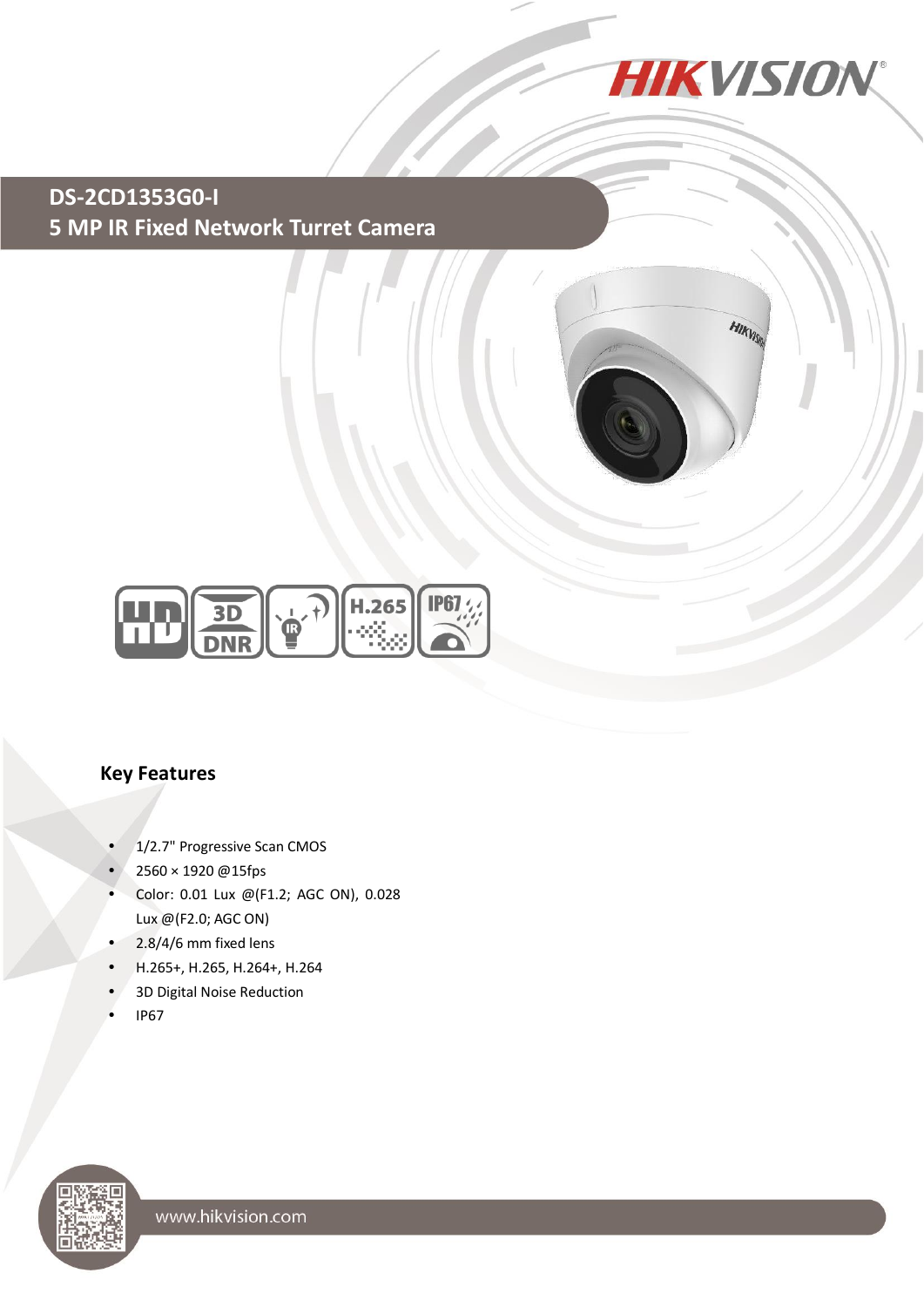# DS-2CD1353G0-I

## 5 MP IR Fixed Network Turret Camera

### Key Features

- 1/2.7" Progressive Scan CMOS
- 2560 × 1920 @15fps
- Color: 0.01 Lux @(F1.2; AGC ON), 0.028 Lux @(F2.0; AGC ON)
- 2.8/4/6 mm fixed lens
- H.265+, H.265, H.264+, H.264
- 3D Digital Noise Reduction
- IP67

www.hikvision.com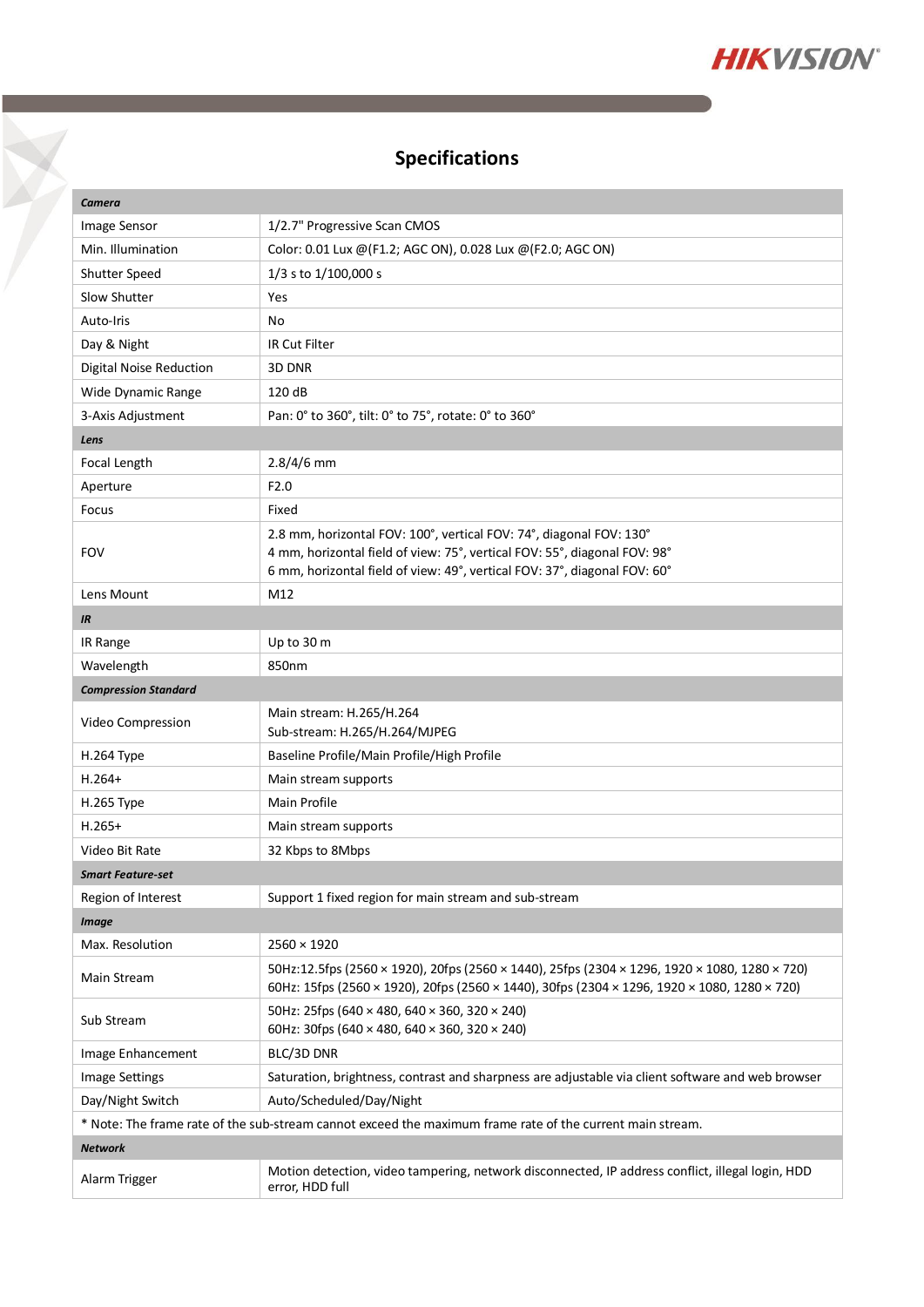# Specifications

| ***Camera*** | |
|---|---|
| Image Sensor | 1/2.7" Progressive Scan CMOS |
| Min. Illumination | Color: 0.01 Lux @(F1.2; AGC ON), 0.028 Lux @(F2.0; AGC ON) |
| Shutter Speed | 1/3 s to 1/100,000 s |
| Slow Shutter | Yes |
| Auto-Iris | No |
| Day & Night | IR Cut Filter |
| Digital Noise Reduction | 3D DNR |
| Wide Dynamic Range | 120 dB |
| 3-Axis Adjustment | Pan: 0° to 360°, tilt: 0° to 75°, rotate: 0° to 360° |
| ***Lens*** | |
| Focal Length | 2.8/4/6 mm |
| Aperture | F2.0 |
| Focus | Fixed |
| FOV | 2.8 mm, horizontal FOV: 100°, vertical FOV: 74°, diagonal FOV: 130°<br>4 mm, horizontal field of view: 75°, vertical FOV: 55°, diagonal FOV: 98°<br>6 mm, horizontal field of view: 49°, vertical FOV: 37°, diagonal FOV: 60° |
| Lens Mount | M12 |
| ***IR*** | |
| IR Range | Up to 30 m |
| Wavelength | 850nm |
| ***Compression Standard*** | |
| Video Compression | Main stream: H.265/H.264<br>Sub-stream: H.265/H.264/MJPEG |
| H.264 Type | Baseline Profile/Main Profile/High Profile |
| H.264+ | Main stream supports |
| H.265 Type | Main Profile |
| H.265+ | Main stream supports |
| Video Bit Rate | 32 Kbps to 8Mbps |
| ***Smart Feature-set*** | |
| Region of Interest | Support 1 fixed region for main stream and sub-stream |
| ***Image*** | |
| Max. Resolution | 2560 × 1920 |
| Main Stream | 50Hz:12.5fps (2560 × 1920), 20fps (2560 × 1440), 25fps (2304 × 1296, 1920 × 1080, 1280 × 720)<br>60Hz: 15fps (2560 × 1920), 20fps (2560 × 1440), 30fps (2304 × 1296, 1920 × 1080, 1280 × 720) |
| Sub Stream | 50Hz: 25fps (640 × 480, 640 × 360, 320 × 240)<br>60Hz: 30fps (640 × 480, 640 × 360, 320 × 240) |
| Image Enhancement | BLC/3D DNR |
| Image Settings | Saturation, brightness, contrast and sharpness are adjustable via client software and web browser |
| Day/Night Switch | Auto/Scheduled/Day/Night |
| * Note: The frame rate of the sub-stream cannot exceed the maximum frame rate of the current main stream. | |
| ***Network*** | |
| Alarm Trigger | Motion detection, video tampering, network disconnected, IP address conflict, illegal login, HDD error, HDD full |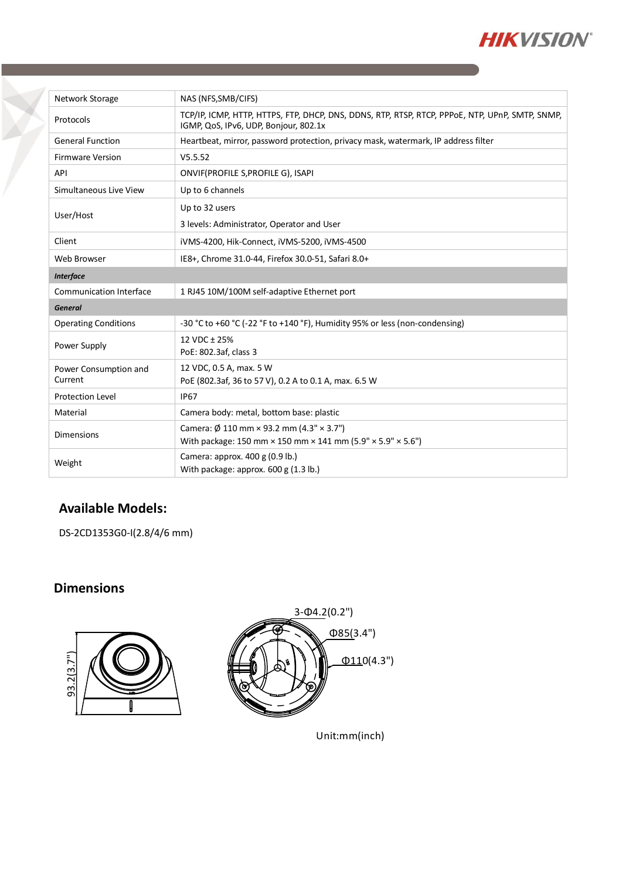| | |
|---|---|
| Network Storage | NAS (NFS,SMB/CIFS) |
| Protocols | TCP/IP, ICMP, HTTP, HTTPS, FTP, DHCP, DNS, DDNS, RTP, RTSP, RTCP, PPPoE, NTP, UPnP, SMTP, SNMP, IGMP, QoS, IPv6, UDP, Bonjour, 802.1x |
| General Function | Heartbeat, mirror, password protection, privacy mask, watermark, IP address filter |
| Firmware Version | V5.5.52 |
| API | ONVIF(PROFILE S,PROFILE G), ISAPI |
| Simultaneous Live View | Up to 6 channels |
| User/Host | Up to 32 users<br>3 levels: Administrator, Operator and User |
| Client | iVMS-4200, Hik-Connect, iVMS-5200, iVMS-4500 |
| Web Browser | IE8+, Chrome 31.0-44, Firefox 30.0-51, Safari 8.0+ |
| ***Interface*** | |
| Communication Interface | 1 RJ45 10M/100M self-adaptive Ethernet port |
| ***General*** | |
| Operating Conditions | -30 °C to +60 °C (-22 °F to +140 °F), Humidity 95% or less (non-condensing) |
| Power Supply | 12 VDC ± 25%<br>PoE: 802.3af, class 3 |
| Power Consumption and Current | 12 VDC, 0.5 A, max. 5 W<br>PoE (802.3af, 36 to 57 V), 0.2 A to 0.1 A, max. 6.5 W |
| Protection Level | IP67 |
| Material | Camera body: metal, bottom base: plastic |
| Dimensions | Camera: Ø 110 mm × 93.2 mm (4.3" × 3.7")<br>With package: 150 mm × 150 mm × 141 mm (5.9" × 5.9" × 5.6") |
| Weight | Camera: approx. 400 g (0.9 lb.)<br>With package: approx. 600 g (1.3 lb.) |

## Available Models:

DS-2CD1353G0-I(2.8/4/6 mm)

## Dimensions

93.2(3.7")

3-Φ4.2(0.2")

Φ85(3.4")

Φ110(4.3")

Unit:mm(inch)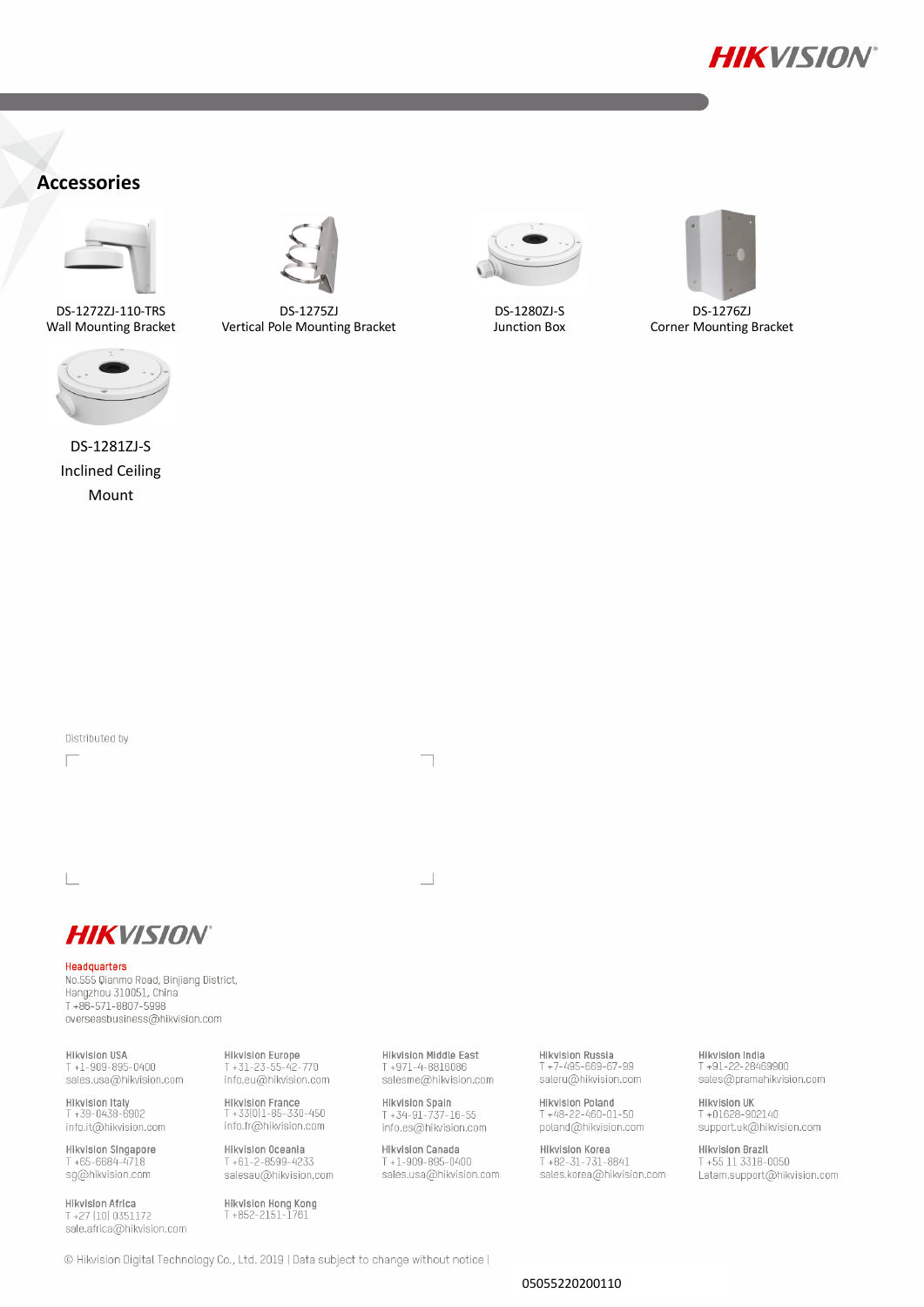## Accessories

DS-1272ZJ-110-TRS
Wall Mounting Bracket

DS-1275ZJ
Vertical Pole Mounting Bracket

DS-1280ZJ-S
Junction Box

DS-1276ZJ
Corner Mounting Bracket

DS-1281ZJ-S
Inclined Ceiling Mount

Distributed by

**HIKVISION**

Headquarters
No.555 Qianmo Road, Binjiang District,
Hangzhou 310051, China
T +86-571-8807-5998
overseasbusiness@hikvision.com

Hikvision USA
T +1-909-895-0400
sales.usa@hikvision.com

Hikvision Europe
T +31-23-55-42-770
info.eu@hikvision.com

Hikvision Middle East
T +971-4-8816086
salesme@hikvision.com

Hikvision Russia
T +7-495-669-67-99
saleru@hikvision.com

Hikvision India
T +91-22-28469900
sales@pramahikvision.com

Hikvision Italy
T +39-0438-6902
info.it@hikvision.com

Hikvision France
T +33(0)1-85-330-450
info.fr@hikvision.com

Hikvision Spain
T +34-91-737-16-55
info.es@hikvision.com

Hikvision Poland
T +48-22-460-01-50
poland@hikvision.com

Hikvision UK
T +01628-902140
support.uk@hikvision.com

Hikvision Singapore
T +65-6684-4718
sg@hikvision.com

Hikvision Oceania
T +61-2-8599-4233
salesau@hikvision.com

Hikvision Canada
T +1-909-895-0400
sales.usa@hikvision.com

Hikvision Korea
T +82-31-731-8841
sales.korea@hikvision.com

Hikvision Brazil
T +55 11 3318-0050
Latam.support@hikvision.com

Hikvision Africa
T +27 (10) 0351172
sale.africa@hikvision.com

Hikvision Hong Kong
T +852-2151-1761

© Hikvision Digital Technology Co., Ltd. 2019 | Data subject to change without notice |

05055220200110